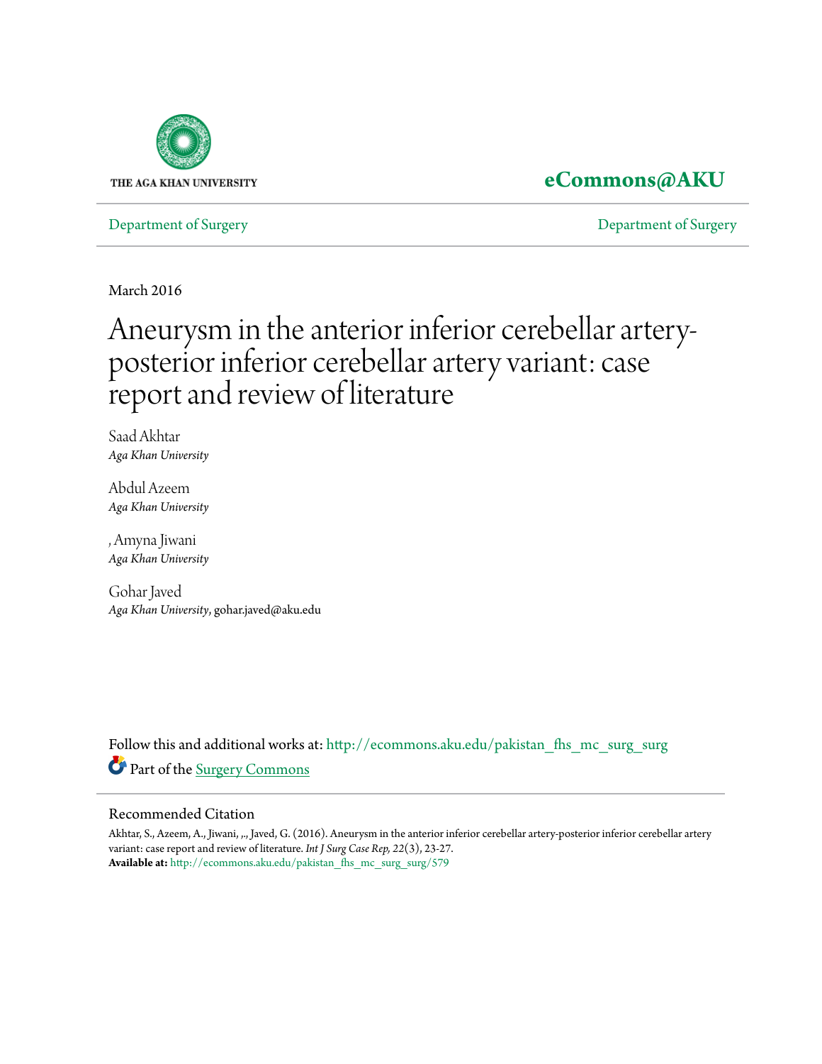THE AGA KHAN UNIVERSITY

**eCommons@AKU**

Department of Surgery | Department of Surgery

March 2016

# Aneurysm in the anterior inferior cerebellar artery-posterior inferior cerebellar artery variant: case report and review of literature

Saad Akhtar
*Aga Khan University*

Abdul Azeem
*Aga Khan University*

, Amyna Jiwani
*Aga Khan University*

Gohar Javed
*Aga Khan University*, gohar.javed@aku.edu

Follow this and additional works at: http://ecommons.aku.edu/pakistan_fhs_mc_surg_surg

Part of the Surgery Commons

## Recommended Citation

Akhtar, S., Azeem, A., Jiwani, ,., Javed, G. (2016). Aneurysm in the anterior inferior cerebellar artery-posterior inferior cerebellar artery variant: case report and review of literature. *Int J Surg Case Rep, 22*(3), 23-27.

**Available at:** http://ecommons.aku.edu/pakistan_fhs_mc_surg_surg/579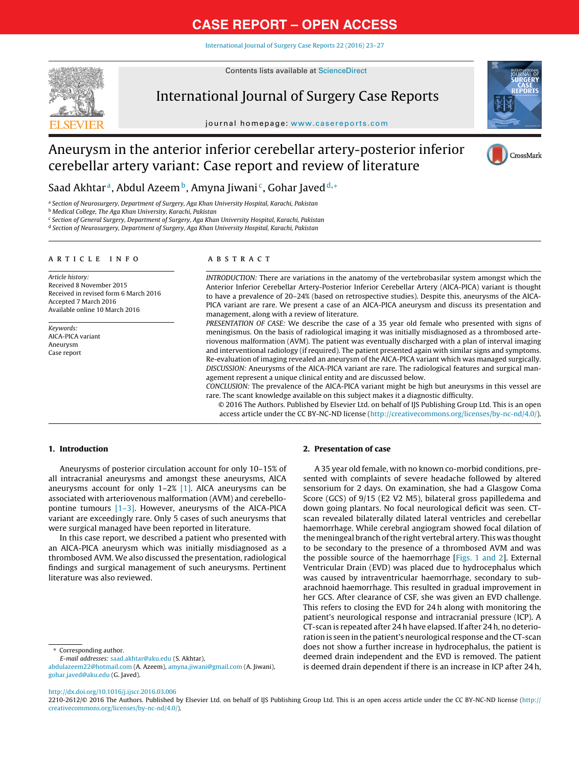# Aneurysm in the anterior inferior cerebellar artery-posterior inferior cerebellar artery variant: Case report and review of literature

Saad Akhtar[a], Abdul Azeem[b], Amyna Jiwani[c], Gohar Javed[d,*]

[a] Section of Neurosurgery, Department of Surgery, Aga Khan University Hospital, Karachi, Pakistan
[b] Medical College, The Aga Khan University, Karachi, Pakistan
[c] Section of General Surgery, Department of Surgery, Aga Khan University Hospital, Karachi, Pakistan
[d] Section of Neurosurgery, Department of Surgery, Aga Khan University Hospital, Karachi, Pakistan

## ARTICLE INFO

*Article history:*
Received 8 November 2015
Received in revised form 6 March 2016
Accepted 7 March 2016
Available online 10 March 2016

*Keywords:*
AICA-PICA variant
Aneurysm
Case report

## ABSTRACT

*INTRODUCTION:* There are variations in the anatomy of the vertebrobasilar system amongst which the Anterior Inferior Cerebellar Artery-Posterior Inferior Cerebellar Artery (AICA-PICA) variant is thought to have a prevalence of 20–24% (based on retrospective studies). Despite this, aneurysms of the AICA-PICA variant are rare. We present a case of an AICA-PICA aneurysm and discuss its presentation and management, along with a review of literature.

*PRESENTATION OF CASE:* We describe the case of a 35 year old female who presented with signs of meningismus. On the basis of radiological imaging it was initially misdiagnosed as a thrombosed arteriovenous malformation (AVM). The patient was eventually discharged with a plan of interval imaging and interventional radiology (if required). The patient presented again with similar signs and symptoms. Re-evaluation of imaging revealed an aneurysm of the AICA-PICA variant which was managed surgically.

*DISCUSSION:* Aneurysms of the AICA-PICA variant are rare. The radiological features and surgical management represent a unique clinical entity and are discussed below.

*CONCLUSION:* The prevalence of the AICA-PICA variant might be high but aneurysms in this vessel are rare. The scant knowledge available on this subject makes it a diagnostic difficulty.

© 2016 The Authors. Published by Elsevier Ltd. on behalf of IJS Publishing Group Ltd. This is an open access article under the CC BY-NC-ND license (http://creativecommons.org/licenses/by-nc-nd/4.0/).

## 1. Introduction

Aneurysms of posterior circulation account for only 10–15% of all intracranial aneurysms and amongst these aneurysms, AICA aneurysms account for only 1–2% [1]. AICA aneurysms can be associated with arteriovenous malformation (AVM) and cerebellopontine tumours [1–3]. However, aneurysms of the AICA-PICA variant are exceedingly rare. Only 5 cases of such aneurysms that were surgical managed have been reported in literature.

In this case report, we described a patient who presented with an AICA-PICA aneurysm which was initially misdiagnosed as a thrombosed AVM. We also discussed the presentation, radiological findings and surgical management of such aneurysms. Pertinent literature was also reviewed.

## 2. Presentation of case

A 35 year old female, with no known co-morbid conditions, presented with complaints of severe headache followed by altered sensorium for 2 days. On examination, she had a Glasgow Coma Score (GCS) of 9/15 (E2 V2 M5), bilateral gross papilledema and down going plantars. No focal neurological deficit was seen. CT-scan revealed bilaterally dilated lateral ventricles and cerebellar haemorrhage. While cerebral angiogram showed focal dilation of the meningeal branch of the right vertebral artery. This was thought to be secondary to the presence of a thrombosed AVM and was the possible source of the haemorrhage [Figs. 1 and 2]. External Ventricular Drain (EVD) was placed due to hydrocephalus which was caused by intraventricular haemorrhage, secondary to subarachnoid haemorrhage. This resulted in gradual improvement in her GCS. After clearance of CSF, she was given an EVD challenge. This refers to closing the EVD for 24 h along with monitoring the patient's neurological response and intracranial pressure (ICP). A CT-scan is repeated after 24 h have elapsed. If after 24 h, no deterioration is seen in the patient's neurological response and the CT-scan does not show a further increase in hydrocephalus, the patient is deemed drain independent and the EVD is removed. The patient is deemed drain dependent if there is an increase in ICP after 24 h,

\* Corresponding author.
*E-mail addresses:* saad.akhtar@aku.edu (S. Akhtar), abdulazeem22@hotmail.com (A. Azeem), amyna.jiwani@gmail.com (A. Jiwani), gohar.javed@aku.edu (G. Javed).

http://dx.doi.org/10.1016/j.ijscr.2016.03.006
2210-2612/© 2016 The Authors. Published by Elsevier Ltd. on behalf of IJS Publishing Group Ltd. This is an open access article under the CC BY-NC-ND license (http://creativecommons.org/licenses/by-nc-nd/4.0/).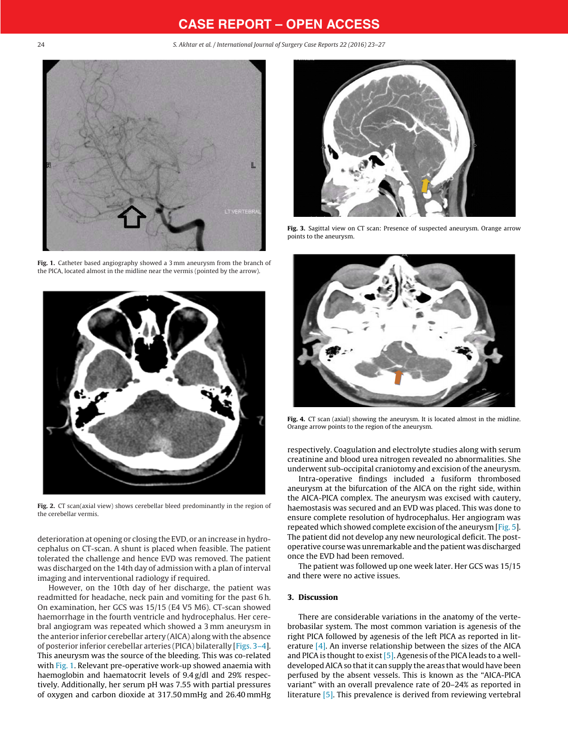Fig. 1. Catheter based angiography showed a 3 mm aneurysm from the branch of the PICA, located almost in the midline near the vermis (pointed by the arrow).

Fig. 2. CT scan(axial view) shows cerebellar bleed predominantly in the region of the cerebellar vermis.

deterioration at opening or closing the EVD, or an increase in hydrocephalus on CT-scan. A shunt is placed when feasible. The patient tolerated the challenge and hence EVD was removed. The patient was discharged on the 14th day of admission with a plan of interval imaging and interventional radiology if required.

However, on the 10th day of her discharge, the patient was readmitted for headache, neck pain and vomiting for the past 6 h. On examination, her GCS was 15/15 (E4 V5 M6). CT-scan showed haemorrhage in the fourth ventricle and hydrocephalus. Her cerebral angiogram was repeated which showed a 3 mm aneurysm in the anterior inferior cerebellar artery (AICA) along with the absence of posterior inferior cerebellar arteries (PICA) bilaterally [Figs. 3–4]. This aneurysm was the source of the bleeding. This was co-related with Fig. 1. Relevant pre-operative work-up showed anaemia with haemoglobin and haematocrit levels of 9.4 g/dl and 29% respectively. Additionally, her serum pH was 7.55 with partial pressures of oxygen and carbon dioxide at 317.50 mmHg and 26.40 mmHg

Fig. 3. Sagittal view on CT scan: Presence of suspected aneurysm. Orange arrow points to the aneurysm.

Fig. 4. CT scan (axial) showing the aneurysm. It is located almost in the midline. Orange arrow points to the region of the aneurysm.

respectively. Coagulation and electrolyte studies along with serum creatinine and blood urea nitrogen revealed no abnormalities. She underwent sub-occipital craniotomy and excision of the aneurysm.

Intra-operative findings included a fusiform thrombosed aneurysm at the bifurcation of the AICA on the right side, within the AICA-PICA complex. The aneurysm was excised with cautery, haemostasis was secured and an EVD was placed. This was done to ensure complete resolution of hydrocephalus. Her angiogram was repeated which showed complete excision of the aneurysm [Fig. 5]. The patient did not develop any new neurological deficit. The post-operative course was unremarkable and the patient was discharged once the EVD had been removed.

The patient was followed up one week later. Her GCS was 15/15 and there were no active issues.

## 3. Discussion

There are considerable variations in the anatomy of the vertebrobasilar system. The most common variation is agenesis of the right PICA followed by agenesis of the left PICA as reported in literature [4]. An inverse relationship between the sizes of the AICA and PICA is thought to exist [5]. Agenesis of the PICA leads to a well-developed AICA so that it can supply the areas that would have been perfused by the absent vessels. This is known as the “AICA-PICA variant” with an overall prevalence rate of 20–24% as reported in literature [5]. This prevalence is derived from reviewing vertebral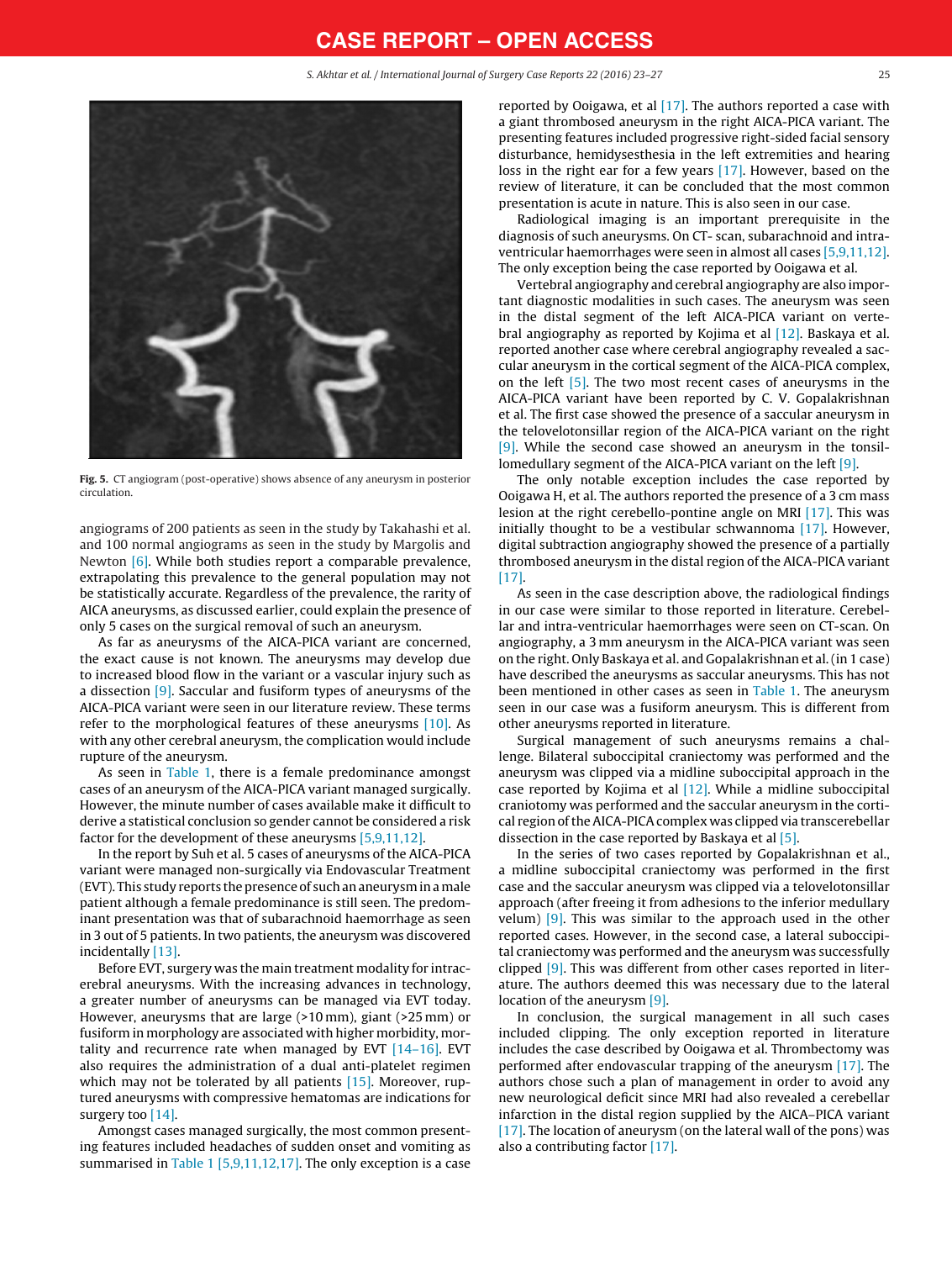Fig. 5. CT angiogram (post-operative) shows absence of any aneurysm in posterior circulation.

angiograms of 200 patients as seen in the study by Takahashi et al. and 100 normal angiograms as seen in the study by Margolis and Newton [6]. While both studies report a comparable prevalence, extrapolating this prevalence to the general population may not be statistically accurate. Regardless of the prevalence, the rarity of AICA aneurysms, as discussed earlier, could explain the presence of only 5 cases on the surgical removal of such an aneurysm.

As far as aneurysms of the AICA-PICA variant are concerned, the exact cause is not known. The aneurysms may develop due to increased blood flow in the variant or a vascular injury such as a dissection [9]. Saccular and fusiform types of aneurysms of the AICA-PICA variant were seen in our literature review. These terms refer to the morphological features of these aneurysms [10]. As with any other cerebral aneurysm, the complication would include rupture of the aneurysm.

As seen in Table 1, there is a female predominance amongst cases of an aneurysm of the AICA-PICA variant managed surgically. However, the minute number of cases available make it difficult to derive a statistical conclusion so gender cannot be considered a risk factor for the development of these aneurysms [5,9,11,12].

In the report by Suh et al. 5 cases of aneurysms of the AICA-PICA variant were managed non-surgically via Endovascular Treatment (EVT). This study reports the presence of such an aneurysm in a male patient although a female predominance is still seen. The predominant presentation was that of subarachnoid haemorrhage as seen in 3 out of 5 patients. In two patients, the aneurysm was discovered incidentally [13].

Before EVT, surgery was the main treatment modality for intracerebral aneurysms. With the increasing advances in technology, a greater number of aneurysms can be managed via EVT today. However, aneurysms that are large (>10 mm), giant (>25 mm) or fusiform in morphology are associated with higher morbidity, mortality and recurrence rate when managed by EVT [14–16]. EVT also requires the administration of a dual anti-platelet regimen which may not be tolerated by all patients [15]. Moreover, ruptured aneurysms with compressive hematomas are indications for surgery too [14].

Amongst cases managed surgically, the most common presenting features included headaches of sudden onset and vomiting as summarised in Table 1 [5,9,11,12,17]. The only exception is a case reported by Ooigawa, et al [17]. The authors reported a case with a giant thrombosed aneurysm in the right AICA-PICA variant. The presenting features included progressive right-sided facial sensory disturbance, hemidysesthesia in the left extremities and hearing loss in the right ear for a few years [17]. However, based on the review of literature, it can be concluded that the most common presentation is acute in nature. This is also seen in our case.

Radiological imaging is an important prerequisite in the diagnosis of such aneurysms. On CT- scan, subarachnoid and intraventricular haemorrhages were seen in almost all cases [5,9,11,12]. The only exception being the case reported by Ooigawa et al.

Vertebral angiography and cerebral angiography are also important diagnostic modalities in such cases. The aneurysm was seen in the distal segment of the left AICA-PICA variant on vertebral angiography as reported by Kojima et al [12]. Baskaya et al. reported another case where cerebral angiography revealed a saccular aneurysm in the cortical segment of the AICA-PICA complex, on the left [5]. The two most recent cases of aneurysms in the AICA-PICA variant have been reported by C. V. Gopalakrishnan et al. The first case showed the presence of a saccular aneurysm in the telovelotonsillar region of the AICA-PICA variant on the right [9]. While the second case showed an aneurysm in the tonsillomedullary segment of the AICA-PICA variant on the left [9].

The only notable exception includes the case reported by Ooigawa H, et al. The authors reported the presence of a 3 cm mass lesion at the right cerebello-pontine angle on MRI [17]. This was initially thought to be a vestibular schwannoma [17]. However, digital subtraction angiography showed the presence of a partially thrombosed aneurysm in the distal region of the AICA-PICA variant [17].

As seen in the case description above, the radiological findings in our case were similar to those reported in literature. Cerebellar and intra-ventricular haemorrhages were seen on CT-scan. On angiography, a 3 mm aneurysm in the AICA-PICA variant was seen on the right. Only Baskaya et al. and Gopalakrishnan et al. (in 1 case) have described the aneurysms as saccular aneurysms. This has not been mentioned in other cases as seen in Table 1. The aneurysm seen in our case was a fusiform aneurysm. This is different from other aneurysms reported in literature.

Surgical management of such aneurysms remains a challenge. Bilateral suboccipital craniectomy was performed and the aneurysm was clipped via a midline suboccipital approach in the case reported by Kojima et al [12]. While a midline suboccipital craniotomy was performed and the saccular aneurysm in the cortical region of the AICA-PICA complex was clipped via transcerebellar dissection in the case reported by Baskaya et al [5].

In the series of two cases reported by Gopalakrishnan et al., a midline suboccipital craniectomy was performed in the first case and the saccular aneurysm was clipped via a telovelotonsillar approach (after freeing it from adhesions to the inferior medullary velum) [9]. This was similar to the approach used in the other reported cases. However, in the second case, a lateral suboccipital craniectomy was performed and the aneurysm was successfully clipped [9]. This was different from other cases reported in literature. The authors deemed this was necessary due to the lateral location of the aneurysm [9].

In conclusion, the surgical management in all such cases included clipping. The only exception reported in literature includes the case described by Ooigawa et al. Thrombectomy was performed after endovascular trapping of the aneurysm [17]. The authors chose such a plan of management in order to avoid any new neurological deficit since MRI had also revealed a cerebellar infarction in the distal region supplied by the AICA–PICA variant [17]. The location of aneurysm (on the lateral wall of the pons) was also a contributing factor [17].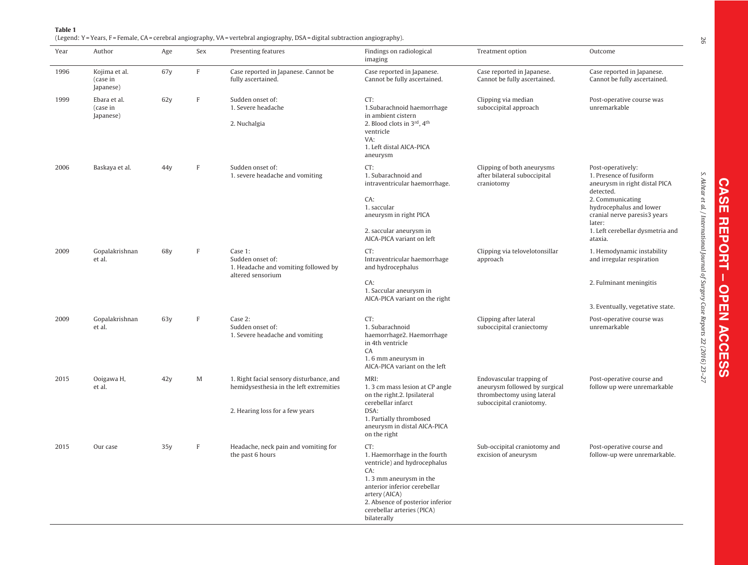**Table 1**
(Legend: Y = Years, F = Female, CA = cerebral angiography, VA = vertebral angiography, DSA = digital subtraction angiography).

| Year | Author | Age | Sex | Presenting features | Findings on radiological imaging | Treatment option | Outcome |
|---|---|---|---|---|---|---|---|
| 1996 | Kojima et al. (case in Japanese) | 67y | F | Case reported in Japanese. Cannot be fully ascertained. | Case reported in Japanese. Cannot be fully ascertained. | Case reported in Japanese. Cannot be fully ascertained. | Case reported in Japanese. Cannot be fully ascertained. |
| 1999 | Ebara et al. (case in Japanese) | 62y | F | Sudden onset of: 1. Severe headache 2. Nuchalgia | CT: 1.Subarachnoid haemorrhage in ambient cistern 2. Blood clots in 3rd, 4th ventricle VA: 1. Left distal AICA-PICA aneurysm | Clipping via median suboccipital approach | Post-operative course was unremarkable |
| 2006 | Baskaya et al. | 44y | F | Sudden onset of: 1. severe headache and vomiting | CT: 1. Subarachnoid and intraventricular haemorrhage. CA: 1. saccular aneurysm in right PICA 2. saccular aneurysm in AICA-PICA variant on left | Clipping of both aneurysms after bilateral suboccipital craniotomy | Post-operatively: 1. Presence of fusiform aneurysm in right distal PICA detected. 2. Communicating hydrocephalus and lower cranial nerve paresis3 years later: 1. Left cerebellar dysmetria and ataxia. |
| 2009 | Gopalakrishnan et al. | 68y | F | Case 1: Sudden onset of: 1. Headache and vomiting followed by altered sensorium | CT: Intraventricular haemorrhage and hydrocephalus CA: 1. Saccular aneurysm in AICA-PICA variant on the right | Clipping via telovelotonsillar approach | 1. Hemodynamic instability and irregular respiration 2. Fulminant meningitis 3. Eventually, vegetative state. |
| 2009 | Gopalakrishnan et al. | 63y | F | Case 2: Sudden onset of: 1. Severe headache and vomiting | CT: 1. Subarachnoid haemorrhage2. Haemorrhage in 4th ventricle CA 1. 6 mm aneurysm in AICA-PICA variant on the left | Clipping after lateral suboccipital craniectomy | Post-operative course was unremarkable |
| 2015 | Ooigawa H, et al. | 42y | M | 1. Right facial sensory disturbance, and hemidysesthesia in the left extremities 2. Hearing loss for a few years | MRI: 1. 3 cm mass lesion at CP angle on the right.2. Ipsilateral cerebellar infarct DSA: 1. Partially thrombosed aneurysm in distal AICA-PICA on the right | Endovascular trapping of aneurysm followed by surgical thrombectomy using lateral suboccipital craniotomy. | Post-operative course and follow up were unremarkable |
| 2015 | Our case | 35y | F | Headache, neck pain and vomiting for the past 6 hours | CT: 1. Haemorrhage in the fourth ventricle) and hydrocephalus CA: 1. 3 mm aneurysm in the anterior inferior cerebellar artery (AICA) 2. Absence of posterior inferior cerebellar arteries (PICA) bilaterally | Sub-occipital craniotomy and excision of aneurysm | Post-operative course and follow-up were unremarkable. |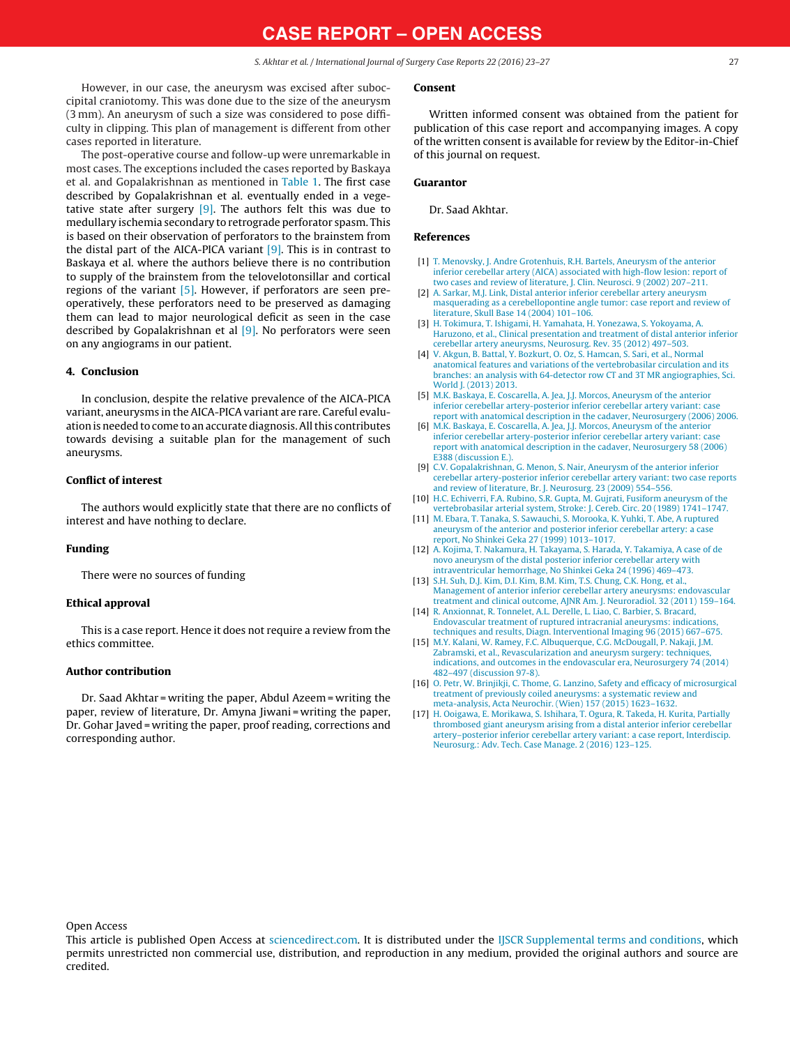However, in our case, the aneurysm was excised after suboccipital craniotomy. This was done due to the size of the aneurysm (3 mm). An aneurysm of such a size was considered to pose difficulty in clipping. This plan of management is different from other cases reported in literature.

The post-operative course and follow-up were unremarkable in most cases. The exceptions included the cases reported by Baskaya et al. and Gopalakrishnan as mentioned in Table 1. The first case described by Gopalakrishnan et al. eventually ended in a vegetative state after surgery [9]. The authors felt this was due to medullary ischemia secondary to retrograde perforator spasm. This is based on their observation of perforators to the brainstem from the distal part of the AICA-PICA variant [9]. This is in contrast to Baskaya et al. where the authors believe there is no contribution to supply of the brainstem from the telovelotonsillar and cortical regions of the variant [5]. However, if perforators are seen preoperatively, these perforators need to be preserved as damaging them can lead to major neurological deficit as seen in the case described by Gopalakrishnan et al [9]. No perforators were seen on any angiograms in our patient.

## 4. Conclusion

In conclusion, despite the relative prevalence of the AICA-PICA variant, aneurysms in the AICA-PICA variant are rare. Careful evaluation is needed to come to an accurate diagnosis. All this contributes towards devising a suitable plan for the management of such aneurysms.

## Conflict of interest

The authors would explicitly state that there are no conflicts of interest and have nothing to declare.

## Funding

There were no sources of funding

## Ethical approval

This is a case report. Hence it does not require a review from the ethics committee.

## Author contribution

Dr. Saad Akhtar = writing the paper, Abdul Azeem = writing the paper, review of literature, Dr. Amyna Jiwani = writing the paper, Dr. Gohar Javed = writing the paper, proof reading, corrections and corresponding author.

## Consent

Written informed consent was obtained from the patient for publication of this case report and accompanying images. A copy of the written consent is available for review by the Editor-in-Chief of this journal on request.

## Guarantor

Dr. Saad Akhtar.

## References

[1] T. Menovsky, J. Andre Grotenhuis, R.H. Bartels, Aneurysm of the anterior inferior cerebellar artery (AICA) associated with high-flow lesion: report of two cases and review of literature, J. Clin. Neurosci. 9 (2002) 207–211.

[2] A. Sarkar, M.J. Link, Distal anterior inferior cerebellar artery aneurysm masquerading as a cerebellopontine angle tumor: case report and review of literature, Skull Base 14 (2004) 101–106.

[3] H. Tokimura, T. Ishigami, H. Yamahata, H. Yonezawa, S. Yokoyama, A. Haruzono, et al., Clinical presentation and treatment of distal anterior inferior cerebellar artery aneurysms, Neurosurg. Rev. 35 (2012) 497–503.

[4] V. Akgun, B. Battal, Y. Bozkurt, O. Oz, S. Hamcan, S. Sari, et al., Normal anatomical features and variations of the vertebrobasilar circulation and its branches: an analysis with 64-detector row CT and 3T MR angiographies, Sci. World J. (2013) 2013.

[5] M.K. Baskaya, E. Coscarella, A. Jea, J.J. Morcos, Aneurysm of the anterior inferior cerebellar artery-posterior inferior cerebellar artery variant: case report with anatomical description in the cadaver, Neurosurgery (2006) 2006.

[6] M.K. Baskaya, E. Coscarella, A. Jea, J.J. Morcos, Aneurysm of the anterior inferior cerebellar artery-posterior inferior cerebellar artery variant: case report with anatomical description in the cadaver, Neurosurgery 58 (2006) E388 (discussion E.).

[9] C.V. Gopalakrishnan, G. Menon, S. Nair, Aneurysm of the anterior inferior cerebellar artery-posterior inferior cerebellar artery variant: two case reports and review of literature, Br. J. Neurosurg. 23 (2009) 554–556.

[10] H.C. Echiverri, F.A. Rubino, S.R. Gupta, M. Gujrati, Fusiform aneurysm of the vertebrobasilar arterial system, Stroke: J. Cereb. Circ. 20 (1989) 1741–1747.

[11] M. Ebara, T. Tanaka, S. Sawauchi, S. Morooka, K. Yuhki, T. Abe, A ruptured aneurysm of the anterior and posterior inferior cerebellar artery: a case report, No Shinkei Geka 27 (1999) 1013–1017.

[12] A. Kojima, T. Nakamura, H. Takayama, S. Harada, Y. Takamiya, A case of de novo aneurysm of the distal posterior inferior cerebellar artery with intraventricular hemorrhage, No Shinkei Geka 24 (1996) 469–473.

[13] S.H. Suh, D.J. Kim, D.I. Kim, B.M. Kim, T.S. Chung, C.K. Hong, et al., Management of anterior inferior cerebellar artery aneurysms: endovascular treatment and clinical outcome, AJNR Am. J. Neuroradiol. 32 (2011) 159–164.

[14] R. Anxionnat, R. Tonnelet, A.L. Derelle, L. Liao, C. Barbier, S. Bracard, Endovascular treatment of ruptured intracranial aneurysms: indications, techniques and results, Diagn. Interventional Imaging 96 (2015) 667–675.

[15] M.Y. Kalani, W. Ramey, F.C. Albuquerque, C.G. McDougall, P. Nakaji, J.M. Zabramski, et al., Revascularization and aneurysm surgery: techniques, indications, and outcomes in the endovascular era, Neurosurgery 74 (2014) 482–497 (discussion 97-8).

[16] O. Petr, W. Brinjikji, C. Thome, G. Lanzino, Safety and efficacy of microsurgical treatment of previously coiled aneurysms: a systematic review and meta-analysis, Acta Neurochir. (Wien) 157 (2015) 1623–1632.

[17] H. Ooigawa, E. Morikawa, S. Ishihara, T. Ogura, R. Takeda, H. Kurita, Partially thrombosed giant aneurysm arising from a distal anterior inferior cerebellar artery–posterior inferior cerebellar artery variant: a case report, Interdiscip. Neurosurg.: Adv. Tech. Case Manage. 2 (2016) 123–125.

Open Access

This article is published Open Access at sciencedirect.com. It is distributed under the IJSCR Supplemental terms and conditions, which permits unrestricted non commercial use, distribution, and reproduction in any medium, provided the original authors and source are credited.